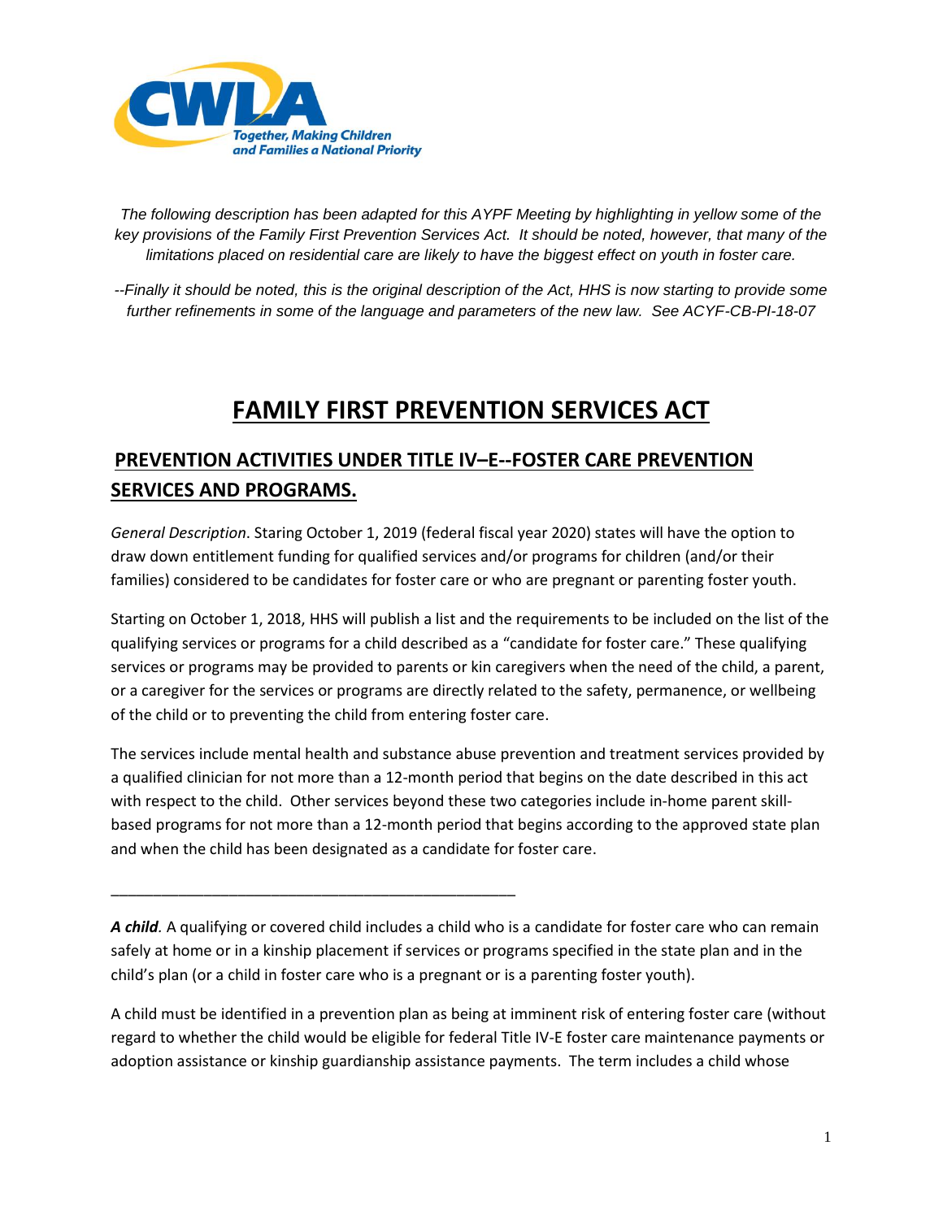*The following description has been adapted for this AYPF Meeting by highlighting in yellow some of the key provisions of the Family First Prevention Services Act. It should be noted, however, that many of the limitations placed on residential care are likely to have the biggest effect on youth in foster care.*

*--Finally it should be noted, this is the original description of the Act, HHS is now starting to provide some further refinements in some of the language and parameters of the new law. See ACYF-CB-PI-18-07*

# FAMILY FIRST PREVENTION SERVICES ACT

## PREVENTION ACTIVITIES UNDER TITLE IV–E--FOSTER CARE PREVENTION SERVICES AND PROGRAMS.

*General Description*. Staring October 1, 2019 (federal fiscal year 2020) states will have the option to draw down entitlement funding for qualified services and/or programs for children (and/or their families) considered to be candidates for foster care or who are pregnant or parenting foster youth.

Starting on October 1, 2018, HHS will publish a list and the requirements to be included on the list of the qualifying services or programs for a child described as a "candidate for foster care." These qualifying services or programs may be provided to parents or kin caregivers when the need of the child, a parent, or a caregiver for the services or programs are directly related to the safety, permanence, or wellbeing of the child or to preventing the child from entering foster care.

The services include mental health and substance abuse prevention and treatment services provided by a qualified clinician for not more than a 12-month period that begins on the date described in this act with respect to the child. Other services beyond these two categories include in-home parent skill-based programs for not more than a 12-month period that begins according to the approved state plan and when the child has been designated as a candidate for foster care.

---

***A child****.* A qualifying or covered child includes a child who is a candidate for foster care who can remain safely at home or in a kinship placement if services or programs specified in the state plan and in the child's plan (or a child in foster care who is a pregnant or is a parenting foster youth).

A child must be identified in a prevention plan as being at imminent risk of entering foster care (without regard to whether the child would be eligible for federal Title IV-E foster care maintenance payments or adoption assistance or kinship guardianship assistance payments. The term includes a child whose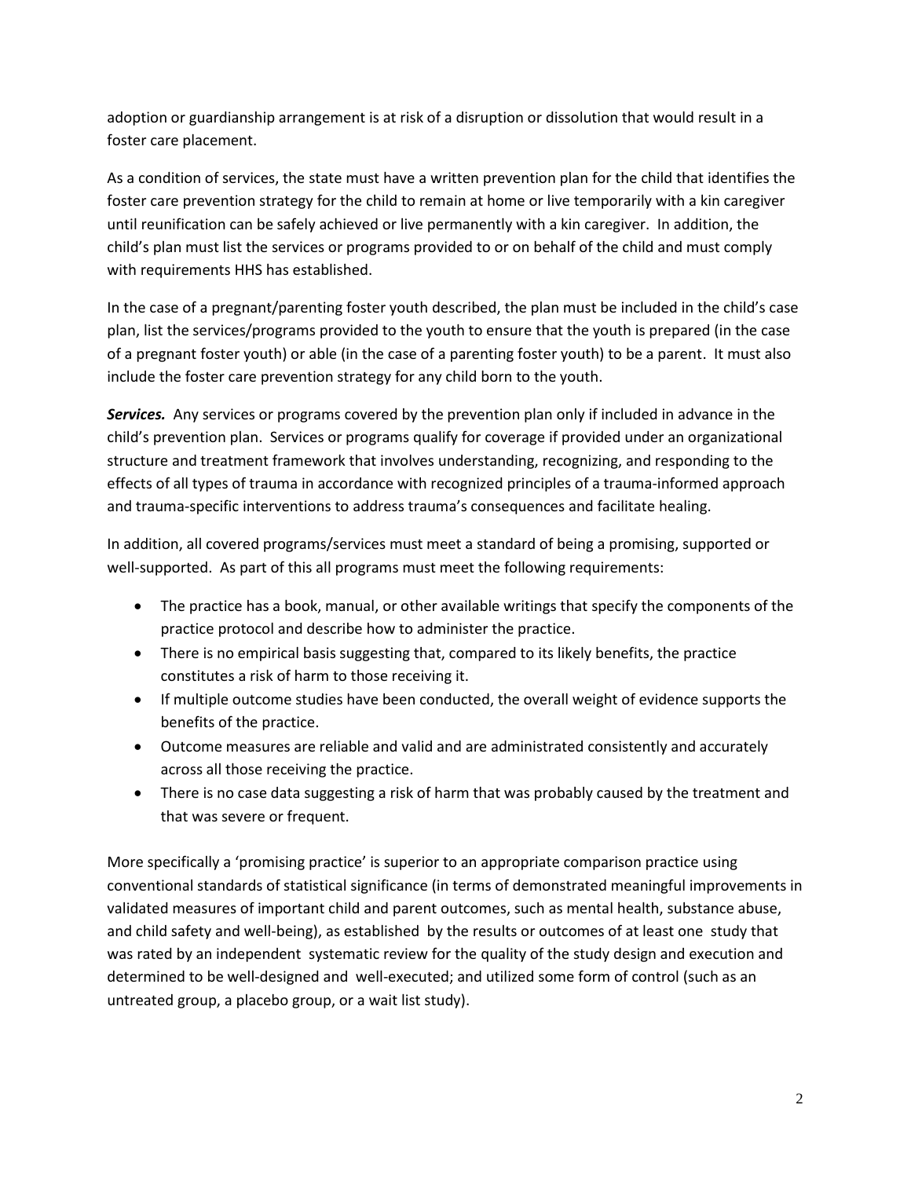adoption or guardianship arrangement is at risk of a disruption or dissolution that would result in a foster care placement.

As a condition of services, the state must have a written prevention plan for the child that identifies the foster care prevention strategy for the child to remain at home or live temporarily with a kin caregiver until reunification can be safely achieved or live permanently with a kin caregiver. In addition, the child's plan must list the services or programs provided to or on behalf of the child and must comply with requirements HHS has established.

In the case of a pregnant/parenting foster youth described, the plan must be included in the child's case plan, list the services/programs provided to the youth to ensure that the youth is prepared (in the case of a pregnant foster youth) or able (in the case of a parenting foster youth) to be a parent. It must also include the foster care prevention strategy for any child born to the youth.

***Services.*** Any services or programs covered by the prevention plan only if included in advance in the child's prevention plan. Services or programs qualify for coverage if provided under an organizational structure and treatment framework that involves understanding, recognizing, and responding to the effects of all types of trauma in accordance with recognized principles of a trauma-informed approach and trauma-specific interventions to address trauma's consequences and facilitate healing.

In addition, all covered programs/services must meet a standard of being a promising, supported or well-supported. As part of this all programs must meet the following requirements:

- The practice has a book, manual, or other available writings that specify the components of the practice protocol and describe how to administer the practice.
- There is no empirical basis suggesting that, compared to its likely benefits, the practice constitutes a risk of harm to those receiving it.
- If multiple outcome studies have been conducted, the overall weight of evidence supports the benefits of the practice.
- Outcome measures are reliable and valid and are administrated consistently and accurately across all those receiving the practice.
- There is no case data suggesting a risk of harm that was probably caused by the treatment and that was severe or frequent.

More specifically a 'promising practice' is superior to an appropriate comparison practice using conventional standards of statistical significance (in terms of demonstrated meaningful improvements in validated measures of important child and parent outcomes, such as mental health, substance abuse, and child safety and well-being), as established by the results or outcomes of at least one study that was rated by an independent systematic review for the quality of the study design and execution and determined to be well-designed and well-executed; and utilized some form of control (such as an untreated group, a placebo group, or a wait list study).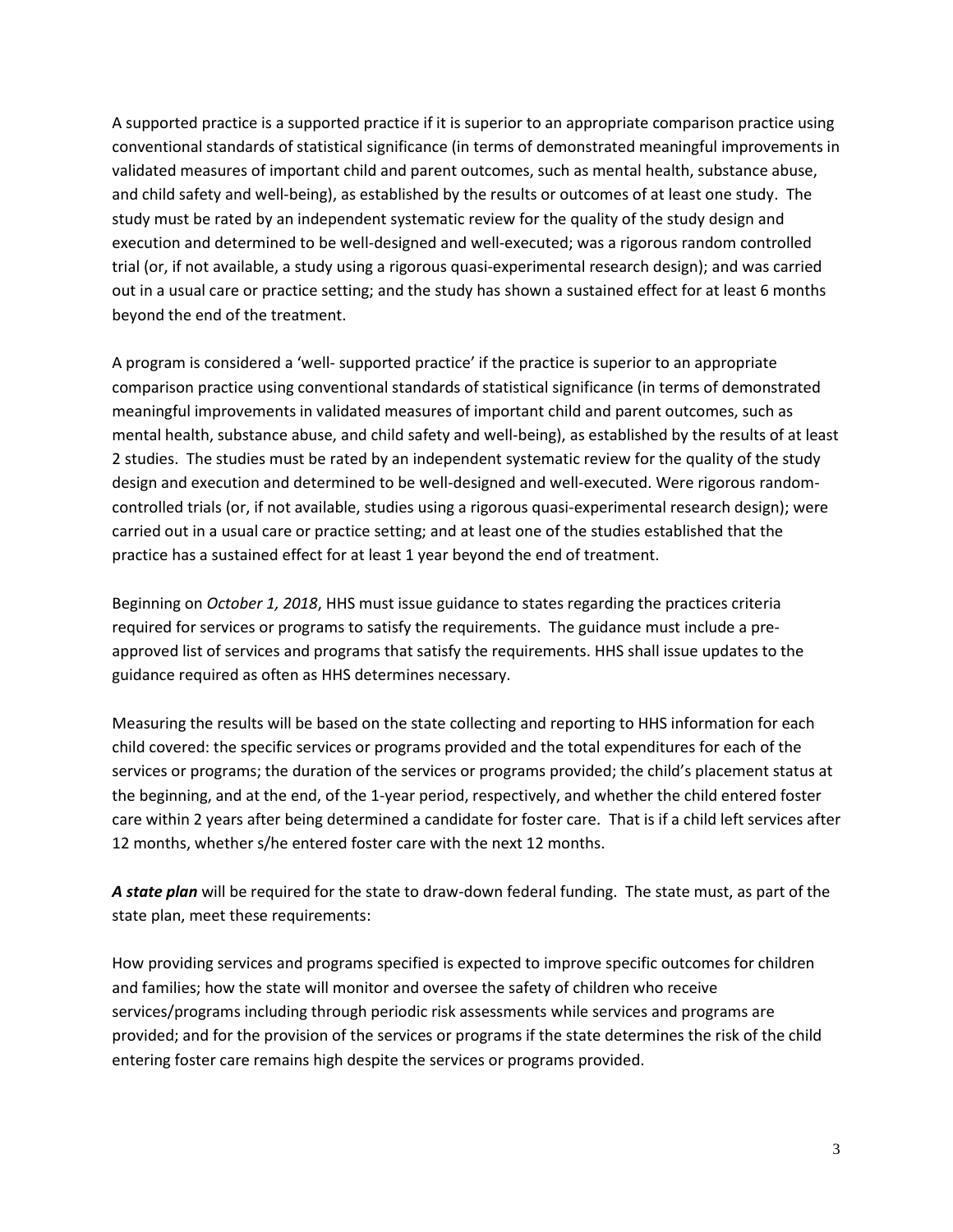A supported practice is a supported practice if it is superior to an appropriate comparison practice using conventional standards of statistical significance (in terms of demonstrated meaningful improvements in validated measures of important child and parent outcomes, such as mental health, substance abuse, and child safety and well-being), as established by the results or outcomes of at least one study. The study must be rated by an independent systematic review for the quality of the study design and execution and determined to be well-designed and well-executed; was a rigorous random controlled trial (or, if not available, a study using a rigorous quasi-experimental research design); and was carried out in a usual care or practice setting; and the study has shown a sustained effect for at least 6 months beyond the end of the treatment.

A program is considered a 'well- supported practice' if the practice is superior to an appropriate comparison practice using conventional standards of statistical significance (in terms of demonstrated meaningful improvements in validated measures of important child and parent outcomes, such as mental health, substance abuse, and child safety and well-being), as established by the results of at least 2 studies. The studies must be rated by an independent systematic review for the quality of the study design and execution and determined to be well-designed and well-executed. Were rigorous random-controlled trials (or, if not available, studies using a rigorous quasi-experimental research design); were carried out in a usual care or practice setting; and at least one of the studies established that the practice has a sustained effect for at least 1 year beyond the end of treatment.

Beginning on *October 1, 2018*, HHS must issue guidance to states regarding the practices criteria required for services or programs to satisfy the requirements. The guidance must include a pre-approved list of services and programs that satisfy the requirements. HHS shall issue updates to the guidance required as often as HHS determines necessary.

Measuring the results will be based on the state collecting and reporting to HHS information for each child covered: the specific services or programs provided and the total expenditures for each of the services or programs; the duration of the services or programs provided; the child's placement status at the beginning, and at the end, of the 1-year period, respectively, and whether the child entered foster care within 2 years after being determined a candidate for foster care. That is if a child left services after 12 months, whether s/he entered foster care with the next 12 months.

***A state plan*** will be required for the state to draw-down federal funding. The state must, as part of the state plan, meet these requirements:

How providing services and programs specified is expected to improve specific outcomes for children and families; how the state will monitor and oversee the safety of children who receive services/programs including through periodic risk assessments while services and programs are provided; and for the provision of the services or programs if the state determines the risk of the child entering foster care remains high despite the services or programs provided.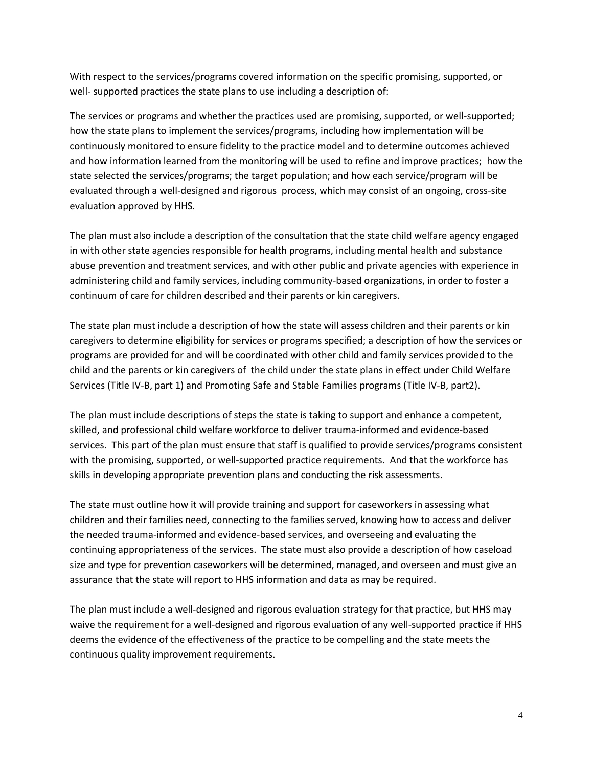With respect to the services/programs covered information on the specific promising, supported, or well- supported practices the state plans to use including a description of:

The services or programs and whether the practices used are promising, supported, or well-supported; how the state plans to implement the services/programs, including how implementation will be continuously monitored to ensure fidelity to the practice model and to determine outcomes achieved and how information learned from the monitoring will be used to refine and improve practices; how the state selected the services/programs; the target population; and how each service/program will be evaluated through a well-designed and rigorous process, which may consist of an ongoing, cross-site evaluation approved by HHS.

The plan must also include a description of the consultation that the state child welfare agency engaged in with other state agencies responsible for health programs, including mental health and substance abuse prevention and treatment services, and with other public and private agencies with experience in administering child and family services, including community-based organizations, in order to foster a continuum of care for children described and their parents or kin caregivers.

The state plan must include a description of how the state will assess children and their parents or kin caregivers to determine eligibility for services or programs specified; a description of how the services or programs are provided for and will be coordinated with other child and family services provided to the child and the parents or kin caregivers of the child under the state plans in effect under Child Welfare Services (Title IV-B, part 1) and Promoting Safe and Stable Families programs (Title IV-B, part2).

The plan must include descriptions of steps the state is taking to support and enhance a competent, skilled, and professional child welfare workforce to deliver trauma-informed and evidence-based services. This part of the plan must ensure that staff is qualified to provide services/programs consistent with the promising, supported, or well-supported practice requirements. And that the workforce has skills in developing appropriate prevention plans and conducting the risk assessments.

The state must outline how it will provide training and support for caseworkers in assessing what children and their families need, connecting to the families served, knowing how to access and deliver the needed trauma-informed and evidence-based services, and overseeing and evaluating the continuing appropriateness of the services. The state must also provide a description of how caseload size and type for prevention caseworkers will be determined, managed, and overseen and must give an assurance that the state will report to HHS information and data as may be required.

The plan must include a well-designed and rigorous evaluation strategy for that practice, but HHS may waive the requirement for a well-designed and rigorous evaluation of any well-supported practice if HHS deems the evidence of the effectiveness of the practice to be compelling and the state meets the continuous quality improvement requirements.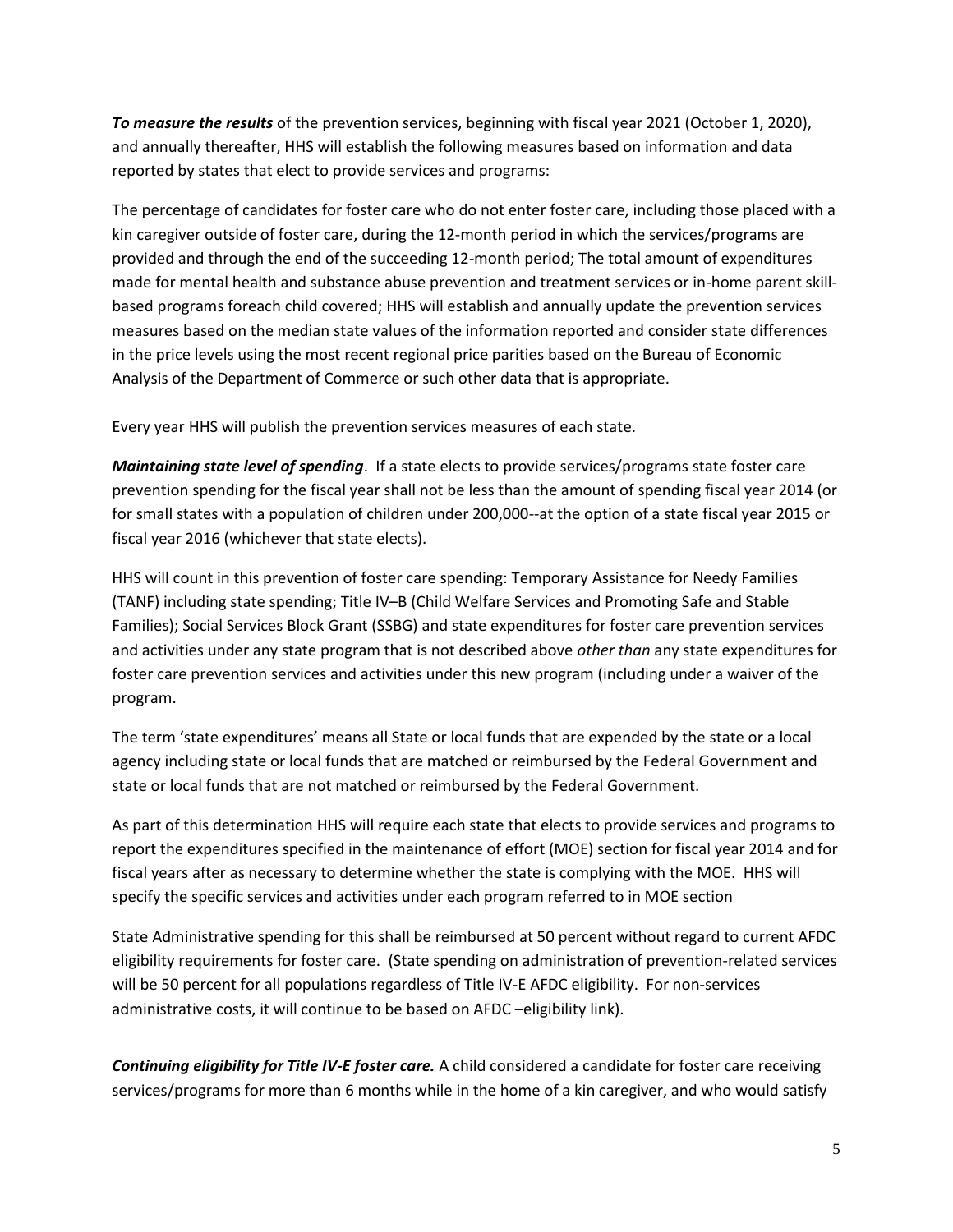***To measure the results*** of the prevention services, beginning with fiscal year 2021 (October 1, 2020), and annually thereafter, HHS will establish the following measures based on information and data reported by states that elect to provide services and programs:

The percentage of candidates for foster care who do not enter foster care, including those placed with a kin caregiver outside of foster care, during the 12-month period in which the services/programs are provided and through the end of the succeeding 12-month period; The total amount of expenditures made for mental health and substance abuse prevention and treatment services or in-home parent skill-based programs foreach child covered; HHS will establish and annually update the prevention services measures based on the median state values of the information reported and consider state differences in the price levels using the most recent regional price parities based on the Bureau of Economic Analysis of the Department of Commerce or such other data that is appropriate.

Every year HHS will publish the prevention services measures of each state.

***Maintaining state level of spending***. If a state elects to provide services/programs state foster care prevention spending for the fiscal year shall not be less than the amount of spending fiscal year 2014 (or for small states with a population of children under 200,000--at the option of a state fiscal year 2015 or fiscal year 2016 (whichever that state elects).

HHS will count in this prevention of foster care spending: Temporary Assistance for Needy Families (TANF) including state spending; Title IV–B (Child Welfare Services and Promoting Safe and Stable Families); Social Services Block Grant (SSBG) and state expenditures for foster care prevention services and activities under any state program that is not described above *other than* any state expenditures for foster care prevention services and activities under this new program (including under a waiver of the program.

The term 'state expenditures' means all State or local funds that are expended by the state or a local agency including state or local funds that are matched or reimbursed by the Federal Government and state or local funds that are not matched or reimbursed by the Federal Government.

As part of this determination HHS will require each state that elects to provide services and programs to report the expenditures specified in the maintenance of effort (MOE) section for fiscal year 2014 and for fiscal years after as necessary to determine whether the state is complying with the MOE. HHS will specify the specific services and activities under each program referred to in MOE section

State Administrative spending for this shall be reimbursed at 50 percent without regard to current AFDC eligibility requirements for foster care. (State spending on administration of prevention-related services will be 50 percent for all populations regardless of Title IV-E AFDC eligibility. For non-services administrative costs, it will continue to be based on AFDC –eligibility link).

***Continuing eligibility for Title IV-E foster care.*** A child considered a candidate for foster care receiving services/programs for more than 6 months while in the home of a kin caregiver, and who would satisfy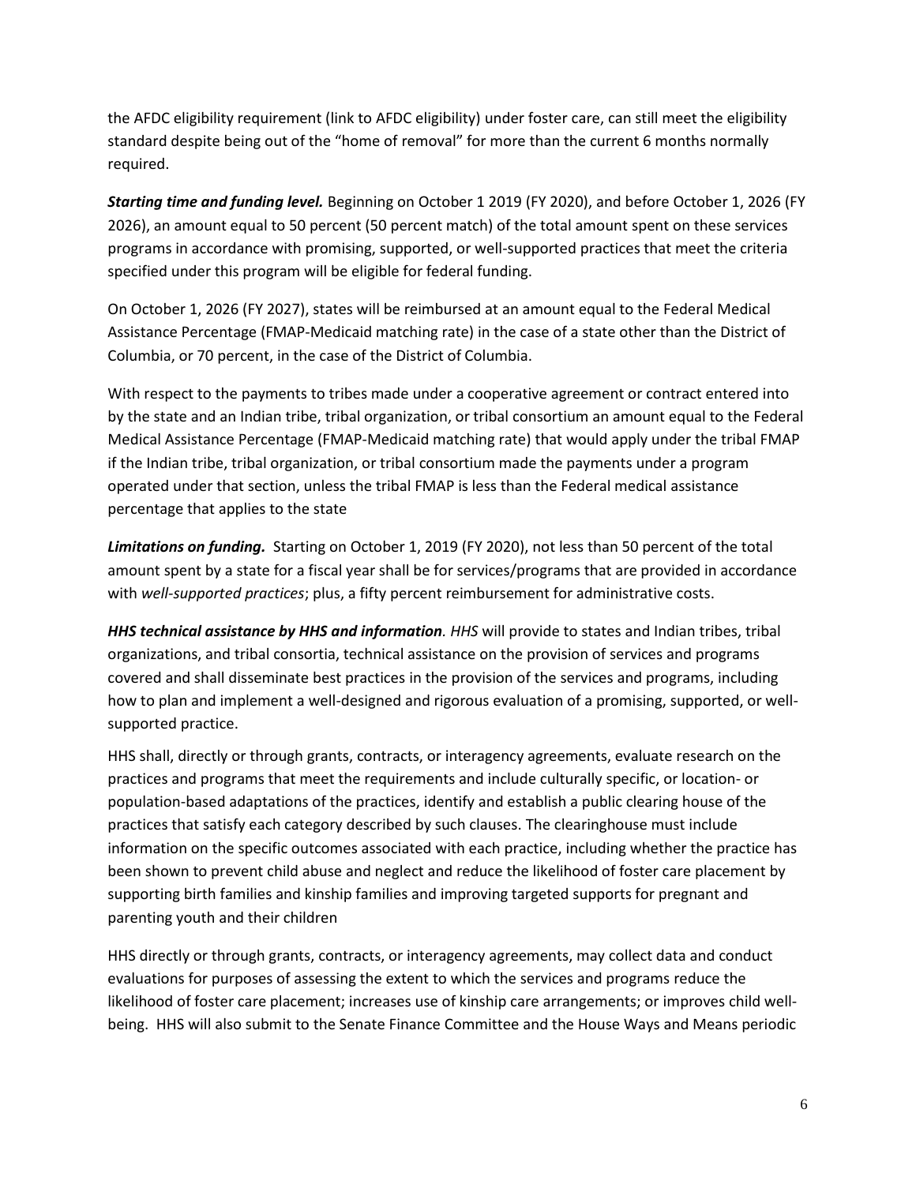the AFDC eligibility requirement (link to AFDC eligibility) under foster care, can still meet the eligibility standard despite being out of the "home of removal" for more than the current 6 months normally required.

***Starting time and funding level.*** Beginning on October 1 2019 (FY 2020), and before October 1, 2026 (FY 2026), an amount equal to 50 percent (50 percent match) of the total amount spent on these services programs in accordance with promising, supported, or well-supported practices that meet the criteria specified under this program will be eligible for federal funding.

On October 1, 2026 (FY 2027), states will be reimbursed at an amount equal to the Federal Medical Assistance Percentage (FMAP-Medicaid matching rate) in the case of a state other than the District of Columbia, or 70 percent, in the case of the District of Columbia.

With respect to the payments to tribes made under a cooperative agreement or contract entered into by the state and an Indian tribe, tribal organization, or tribal consortium an amount equal to the Federal Medical Assistance Percentage (FMAP-Medicaid matching rate) that would apply under the tribal FMAP if the Indian tribe, tribal organization, or tribal consortium made the payments under a program operated under that section, unless the tribal FMAP is less than the Federal medical assistance percentage that applies to the state

***Limitations on funding.*** Starting on October 1, 2019 (FY 2020), not less than 50 percent of the total amount spent by a state for a fiscal year shall be for services/programs that are provided in accordance with *well-supported practices*; plus, a fifty percent reimbursement for administrative costs.

***HHS technical assistance by HHS and information**. HHS* will provide to states and Indian tribes, tribal organizations, and tribal consortia, technical assistance on the provision of services and programs covered and shall disseminate best practices in the provision of the services and programs, including how to plan and implement a well-designed and rigorous evaluation of a promising, supported, or well-supported practice.

HHS shall, directly or through grants, contracts, or interagency agreements, evaluate research on the practices and programs that meet the requirements and include culturally specific, or location- or population-based adaptations of the practices, identify and establish a public clearing house of the practices that satisfy each category described by such clauses. The clearinghouse must include information on the specific outcomes associated with each practice, including whether the practice has been shown to prevent child abuse and neglect and reduce the likelihood of foster care placement by supporting birth families and kinship families and improving targeted supports for pregnant and parenting youth and their children

HHS directly or through grants, contracts, or interagency agreements, may collect data and conduct evaluations for purposes of assessing the extent to which the services and programs reduce the likelihood of foster care placement; increases use of kinship care arrangements; or improves child well-being. HHS will also submit to the Senate Finance Committee and the House Ways and Means periodic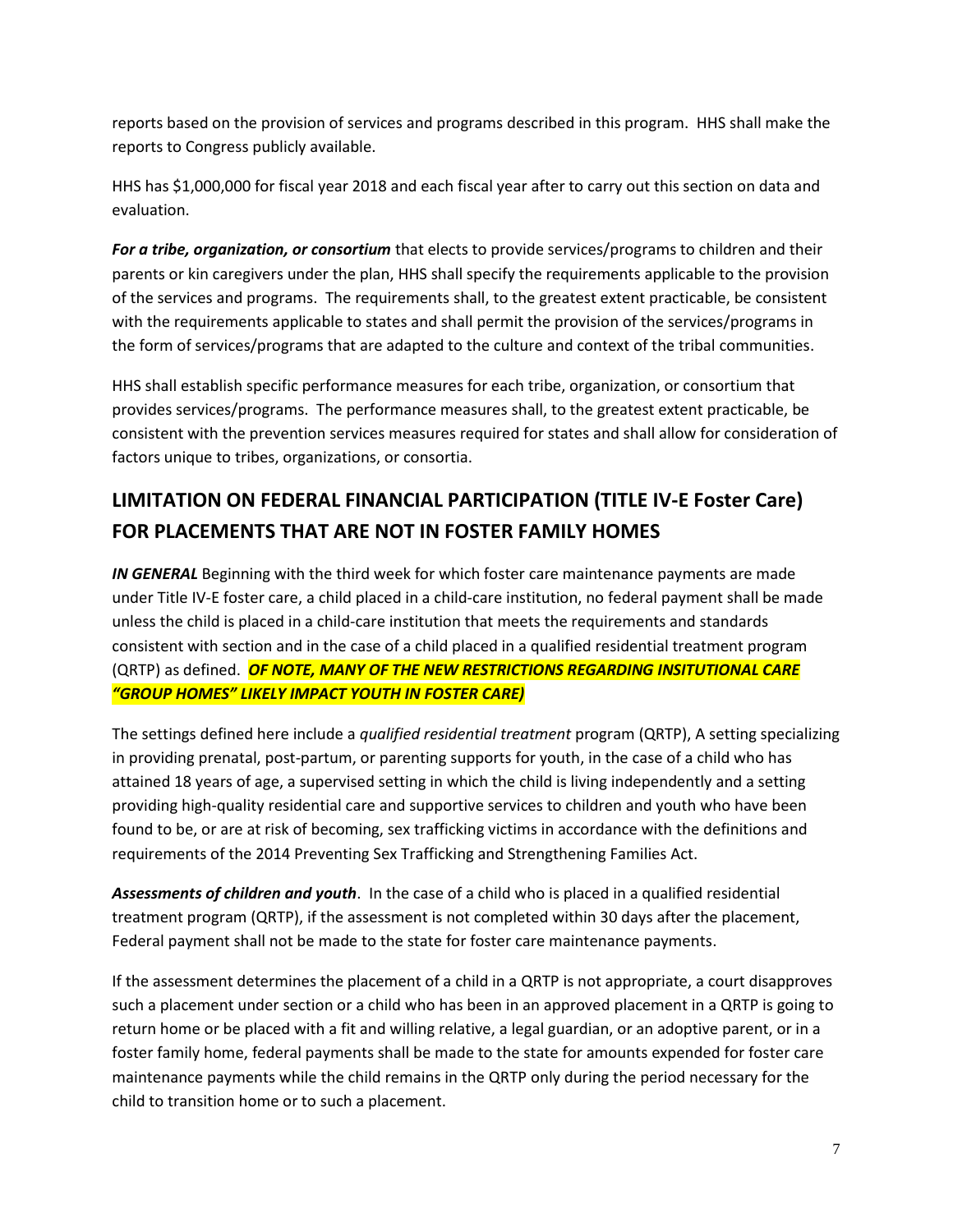reports based on the provision of services and programs described in this program. HHS shall make the reports to Congress publicly available.

HHS has $1,000,000 for fiscal year 2018 and each fiscal year after to carry out this section on data and evaluation.

***For a tribe, organization, or consortium*** that elects to provide services/programs to children and their parents or kin caregivers under the plan, HHS shall specify the requirements applicable to the provision of the services and programs. The requirements shall, to the greatest extent practicable, be consistent with the requirements applicable to states and shall permit the provision of the services/programs in the form of services/programs that are adapted to the culture and context of the tribal communities.

HHS shall establish specific performance measures for each tribe, organization, or consortium that provides services/programs. The performance measures shall, to the greatest extent practicable, be consistent with the prevention services measures required for states and shall allow for consideration of factors unique to tribes, organizations, or consortia.

## LIMITATION ON FEDERAL FINANCIAL PARTICIPATION (TITLE IV-E Foster Care) FOR PLACEMENTS THAT ARE NOT IN FOSTER FAMILY HOMES

***IN GENERAL*** Beginning with the third week for which foster care maintenance payments are made under Title IV-E foster care, a child placed in a child-care institution, no federal payment shall be made unless the child is placed in a child-care institution that meets the requirements and standards consistent with section and in the case of a child placed in a qualified residential treatment program (QRTP) as defined. ***OF NOTE, MANY OF THE NEW RESTRICTIONS REGARDING INSITUTIONAL CARE "GROUP HOMES" LIKELY IMPACT YOUTH IN FOSTER CARE)***

The settings defined here include a *qualified residential treatment* program (QRTP), A setting specializing in providing prenatal, post-partum, or parenting supports for youth, in the case of a child who has attained 18 years of age, a supervised setting in which the child is living independently and a setting providing high-quality residential care and supportive services to children and youth who have been found to be, or are at risk of becoming, sex trafficking victims in accordance with the definitions and requirements of the 2014 Preventing Sex Trafficking and Strengthening Families Act.

***Assessments of children and youth***. In the case of a child who is placed in a qualified residential treatment program (QRTP), if the assessment is not completed within 30 days after the placement, Federal payment shall not be made to the state for foster care maintenance payments.

If the assessment determines the placement of a child in a QRTP is not appropriate, a court disapproves such a placement under section or a child who has been in an approved placement in a QRTP is going to return home or be placed with a fit and willing relative, a legal guardian, or an adoptive parent, or in a foster family home, federal payments shall be made to the state for amounts expended for foster care maintenance payments while the child remains in the QRTP only during the period necessary for the child to transition home or to such a placement.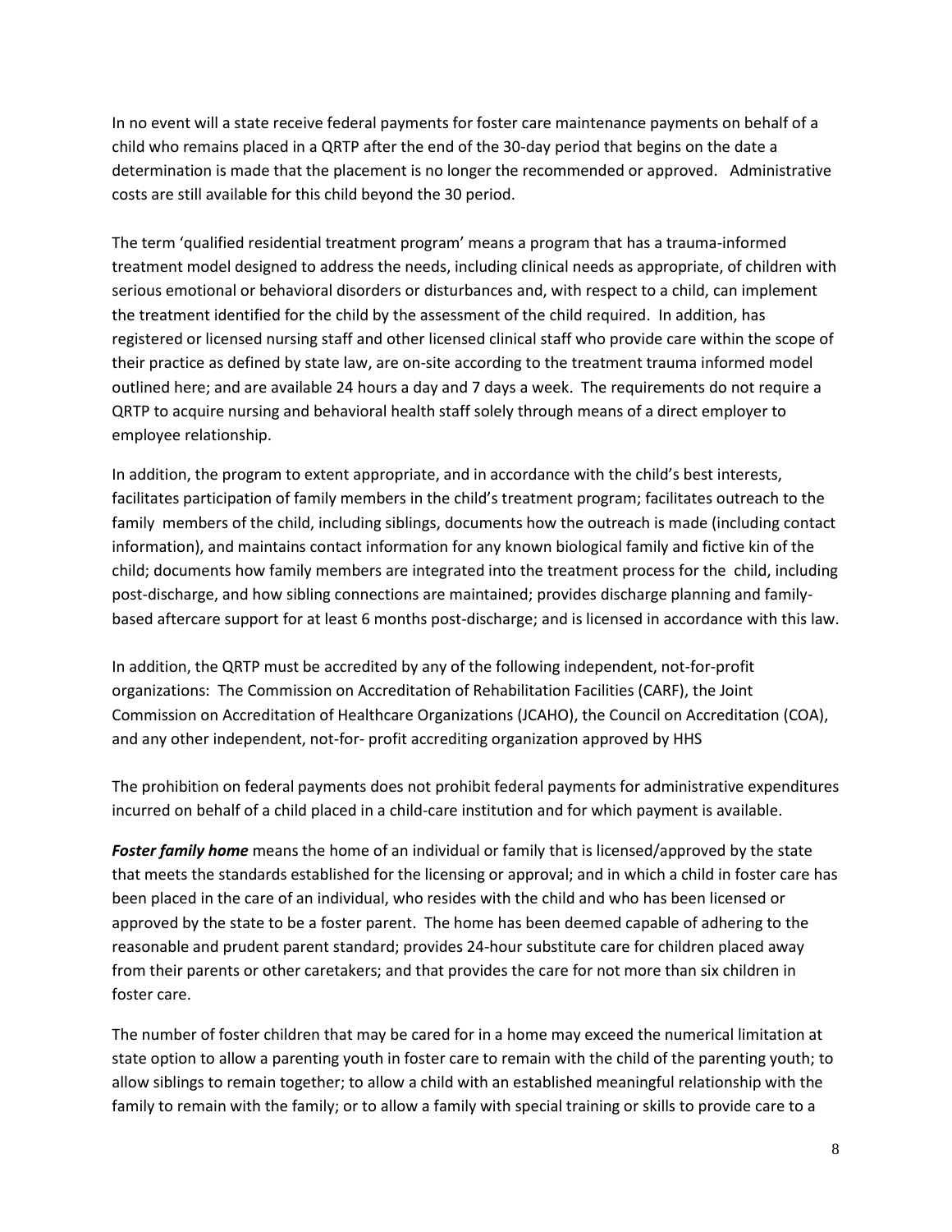In no event will a state receive federal payments for foster care maintenance payments on behalf of a child who remains placed in a QRTP after the end of the 30-day period that begins on the date a determination is made that the placement is no longer the recommended or approved. Administrative costs are still available for this child beyond the 30 period.

The term 'qualified residential treatment program' means a program that has a trauma-informed treatment model designed to address the needs, including clinical needs as appropriate, of children with serious emotional or behavioral disorders or disturbances and, with respect to a child, can implement the treatment identified for the child by the assessment of the child required. In addition, has registered or licensed nursing staff and other licensed clinical staff who provide care within the scope of their practice as defined by state law, are on-site according to the treatment trauma informed model outlined here; and are available 24 hours a day and 7 days a week. The requirements do not require a QRTP to acquire nursing and behavioral health staff solely through means of a direct employer to employee relationship.

In addition, the program to extent appropriate, and in accordance with the child's best interests, facilitates participation of family members in the child's treatment program; facilitates outreach to the family members of the child, including siblings, documents how the outreach is made (including contact information), and maintains contact information for any known biological family and fictive kin of the child; documents how family members are integrated into the treatment process for the child, including post-discharge, and how sibling connections are maintained; provides discharge planning and family-based aftercare support for at least 6 months post-discharge; and is licensed in accordance with this law.

In addition, the QRTP must be accredited by any of the following independent, not-for-profit organizations: The Commission on Accreditation of Rehabilitation Facilities (CARF), the Joint Commission on Accreditation of Healthcare Organizations (JCAHO), the Council on Accreditation (COA), and any other independent, not-for- profit accrediting organization approved by HHS

The prohibition on federal payments does not prohibit federal payments for administrative expenditures incurred on behalf of a child placed in a child-care institution and for which payment is available.

***Foster family home*** means the home of an individual or family that is licensed/approved by the state that meets the standards established for the licensing or approval; and in which a child in foster care has been placed in the care of an individual, who resides with the child and who has been licensed or approved by the state to be a foster parent. The home has been deemed capable of adhering to the reasonable and prudent parent standard; provides 24-hour substitute care for children placed away from their parents or other caretakers; and that provides the care for not more than six children in foster care.

The number of foster children that may be cared for in a home may exceed the numerical limitation at state option to allow a parenting youth in foster care to remain with the child of the parenting youth; to allow siblings to remain together; to allow a child with an established meaningful relationship with the family to remain with the family; or to allow a family with special training or skills to provide care to a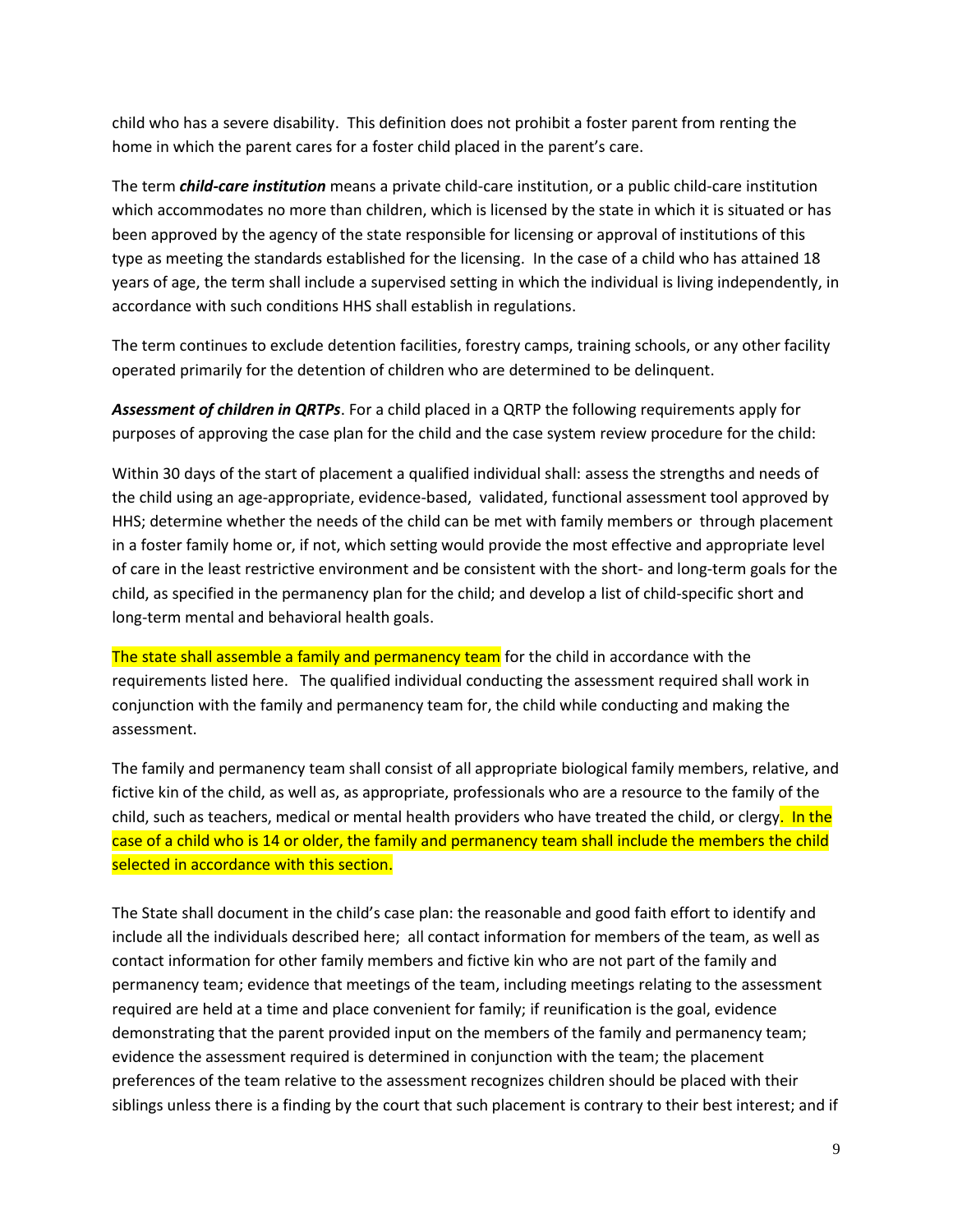child who has a severe disability. This definition does not prohibit a foster parent from renting the home in which the parent cares for a foster child placed in the parent's care.

The term ***child-care institution*** means a private child-care institution, or a public child-care institution which accommodates no more than children, which is licensed by the state in which it is situated or has been approved by the agency of the state responsible for licensing or approval of institutions of this type as meeting the standards established for the licensing. In the case of a child who has attained 18 years of age, the term shall include a supervised setting in which the individual is living independently, in accordance with such conditions HHS shall establish in regulations.

The term continues to exclude detention facilities, forestry camps, training schools, or any other facility operated primarily for the detention of children who are determined to be delinquent.

***Assessment of children in QRTPs***. For a child placed in a QRTP the following requirements apply for purposes of approving the case plan for the child and the case system review procedure for the child:

Within 30 days of the start of placement a qualified individual shall: assess the strengths and needs of the child using an age-appropriate, evidence-based, validated, functional assessment tool approved by HHS; determine whether the needs of the child can be met with family members or through placement in a foster family home or, if not, which setting would provide the most effective and appropriate level of care in the least restrictive environment and be consistent with the short- and long-term goals for the child, as specified in the permanency plan for the child; and develop a list of child-specific short and long-term mental and behavioral health goals.

The state shall assemble a family and permanency team for the child in accordance with the requirements listed here. The qualified individual conducting the assessment required shall work in conjunction with the family and permanency team for, the child while conducting and making the assessment.

The family and permanency team shall consist of all appropriate biological family members, relative, and fictive kin of the child, as well as, as appropriate, professionals who are a resource to the family of the child, such as teachers, medical or mental health providers who have treated the child, or clergy. In the case of a child who is 14 or older, the family and permanency team shall include the members the child selected in accordance with this section.

The State shall document in the child's case plan: the reasonable and good faith effort to identify and include all the individuals described here; all contact information for members of the team, as well as contact information for other family members and fictive kin who are not part of the family and permanency team; evidence that meetings of the team, including meetings relating to the assessment required are held at a time and place convenient for family; if reunification is the goal, evidence demonstrating that the parent provided input on the members of the family and permanency team; evidence the assessment required is determined in conjunction with the team; the placement preferences of the team relative to the assessment recognizes children should be placed with their siblings unless there is a finding by the court that such placement is contrary to their best interest; and if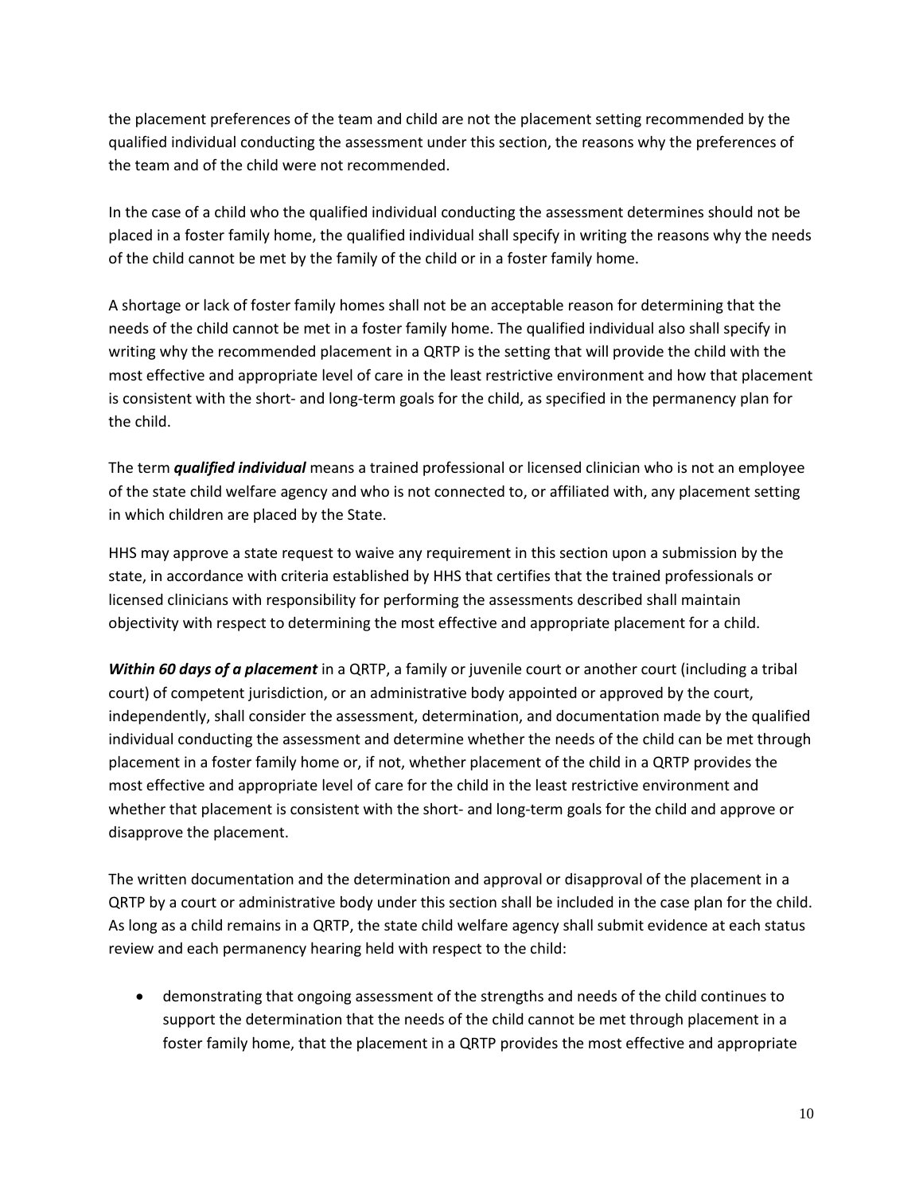the placement preferences of the team and child are not the placement setting recommended by the qualified individual conducting the assessment under this section, the reasons why the preferences of the team and of the child were not recommended.

In the case of a child who the qualified individual conducting the assessment determines should not be placed in a foster family home, the qualified individual shall specify in writing the reasons why the needs of the child cannot be met by the family of the child or in a foster family home.

A shortage or lack of foster family homes shall not be an acceptable reason for determining that the needs of the child cannot be met in a foster family home. The qualified individual also shall specify in writing why the recommended placement in a QRTP is the setting that will provide the child with the most effective and appropriate level of care in the least restrictive environment and how that placement is consistent with the short- and long-term goals for the child, as specified in the permanency plan for the child.

The term ***qualified individual*** means a trained professional or licensed clinician who is not an employee of the state child welfare agency and who is not connected to, or affiliated with, any placement setting in which children are placed by the State.

HHS may approve a state request to waive any requirement in this section upon a submission by the state, in accordance with criteria established by HHS that certifies that the trained professionals or licensed clinicians with responsibility for performing the assessments described shall maintain objectivity with respect to determining the most effective and appropriate placement for a child.

***Within 60 days of a placement*** in a QRTP, a family or juvenile court or another court (including a tribal court) of competent jurisdiction, or an administrative body appointed or approved by the court, independently, shall consider the assessment, determination, and documentation made by the qualified individual conducting the assessment and determine whether the needs of the child can be met through placement in a foster family home or, if not, whether placement of the child in a QRTP provides the most effective and appropriate level of care for the child in the least restrictive environment and whether that placement is consistent with the short- and long-term goals for the child and approve or disapprove the placement.

The written documentation and the determination and approval or disapproval of the placement in a QRTP by a court or administrative body under this section shall be included in the case plan for the child. As long as a child remains in a QRTP, the state child welfare agency shall submit evidence at each status review and each permanency hearing held with respect to the child:

- demonstrating that ongoing assessment of the strengths and needs of the child continues to support the determination that the needs of the child cannot be met through placement in a foster family home, that the placement in a QRTP provides the most effective and appropriate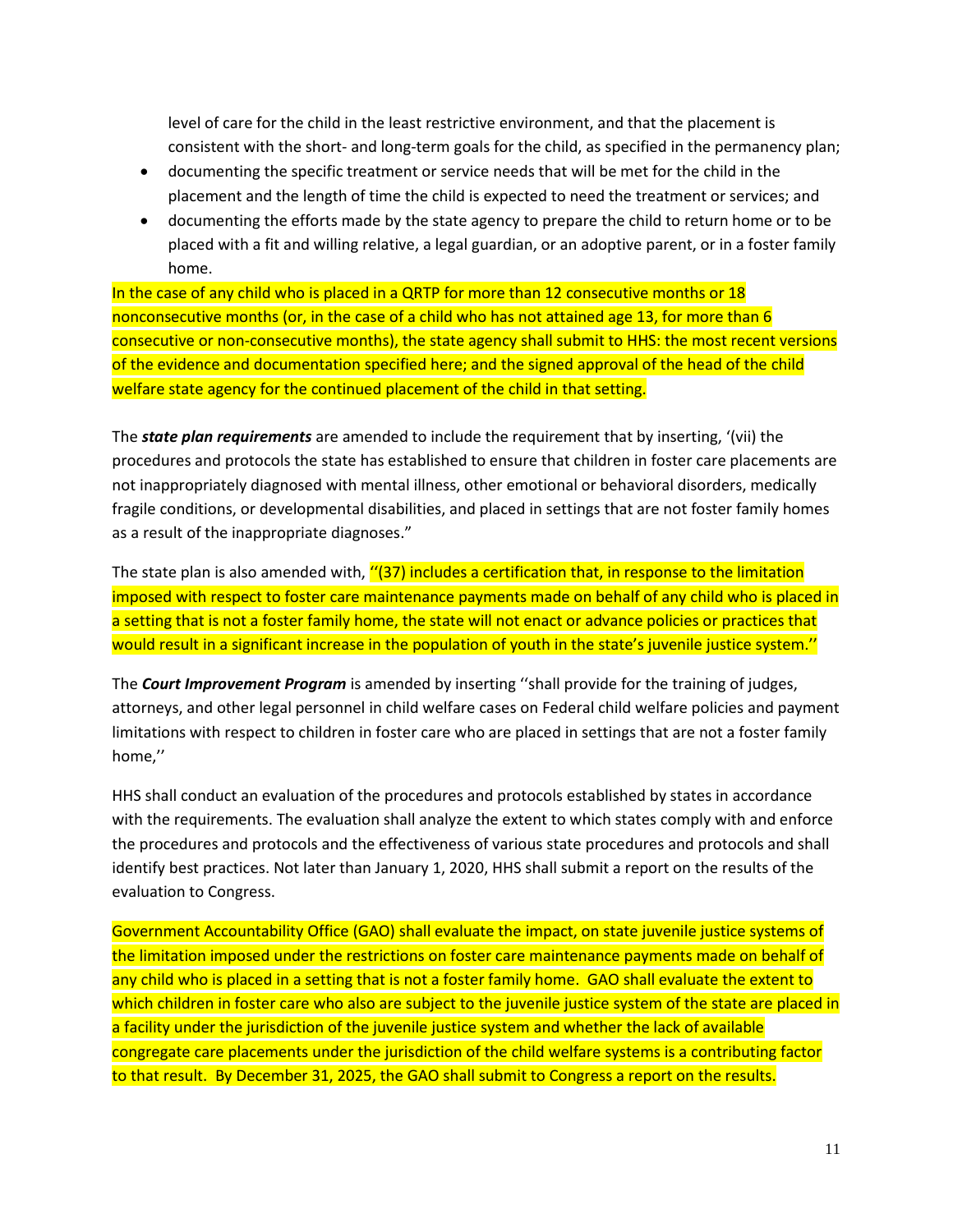level of care for the child in the least restrictive environment, and that the placement is consistent with the short- and long-term goals for the child, as specified in the permanency plan;

- documenting the specific treatment or service needs that will be met for the child in the placement and the length of time the child is expected to need the treatment or services; and
- documenting the efforts made by the state agency to prepare the child to return home or to be placed with a fit and willing relative, a legal guardian, or an adoptive parent, or in a foster family home.

In the case of any child who is placed in a QRTP for more than 12 consecutive months or 18 nonconsecutive months (or, in the case of a child who has not attained age 13, for more than 6 consecutive or non-consecutive months), the state agency shall submit to HHS: the most recent versions of the evidence and documentation specified here; and the signed approval of the head of the child welfare state agency for the continued placement of the child in that setting.

The ***state plan requirements*** are amended to include the requirement that by inserting, '(vii) the procedures and protocols the state has established to ensure that children in foster care placements are not inappropriately diagnosed with mental illness, other emotional or behavioral disorders, medically fragile conditions, or developmental disabilities, and placed in settings that are not foster family homes as a result of the inappropriate diagnoses."

The state plan is also amended with, ''(37) includes a certification that, in response to the limitation imposed with respect to foster care maintenance payments made on behalf of any child who is placed in a setting that is not a foster family home, the state will not enact or advance policies or practices that would result in a significant increase in the population of youth in the state's juvenile justice system.''

The ***Court Improvement Program*** is amended by inserting ''shall provide for the training of judges, attorneys, and other legal personnel in child welfare cases on Federal child welfare policies and payment limitations with respect to children in foster care who are placed in settings that are not a foster family home,''

HHS shall conduct an evaluation of the procedures and protocols established by states in accordance with the requirements. The evaluation shall analyze the extent to which states comply with and enforce the procedures and protocols and the effectiveness of various state procedures and protocols and shall identify best practices. Not later than January 1, 2020, HHS shall submit a report on the results of the evaluation to Congress.

Government Accountability Office (GAO) shall evaluate the impact, on state juvenile justice systems of the limitation imposed under the restrictions on foster care maintenance payments made on behalf of any child who is placed in a setting that is not a foster family home. GAO shall evaluate the extent to which children in foster care who also are subject to the juvenile justice system of the state are placed in a facility under the jurisdiction of the juvenile justice system and whether the lack of available congregate care placements under the jurisdiction of the child welfare systems is a contributing factor to that result. By December 31, 2025, the GAO shall submit to Congress a report on the results.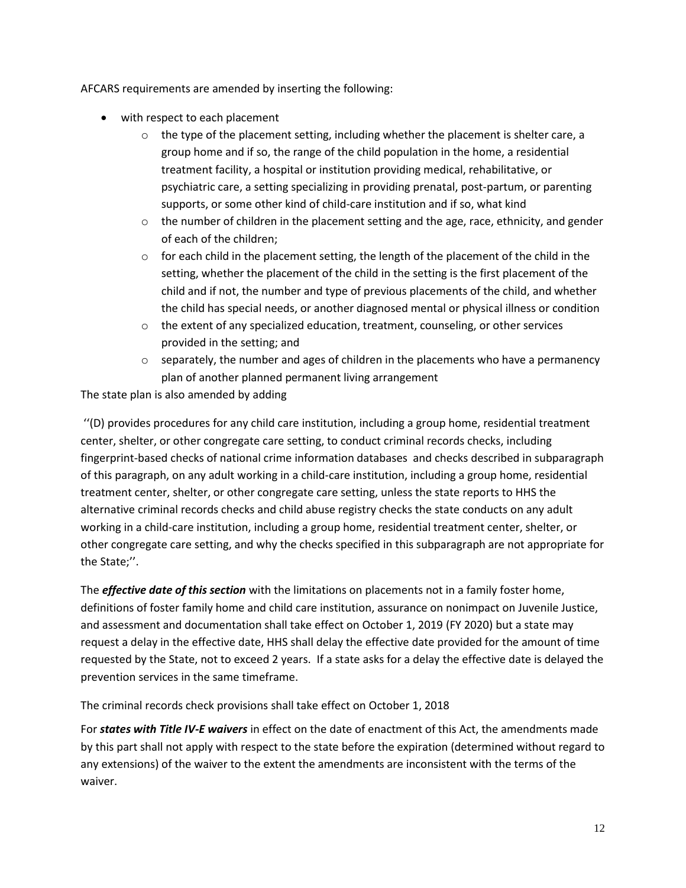AFCARS requirements are amended by inserting the following:

- with respect to each placement
  - the type of the placement setting, including whether the placement is shelter care, a group home and if so, the range of the child population in the home, a residential treatment facility, a hospital or institution providing medical, rehabilitative, or psychiatric care, a setting specializing in providing prenatal, post-partum, or parenting supports, or some other kind of child-care institution and if so, what kind
  - the number of children in the placement setting and the age, race, ethnicity, and gender of each of the children;
  - for each child in the placement setting, the length of the placement of the child in the setting, whether the placement of the child in the setting is the first placement of the child and if not, the number and type of previous placements of the child, and whether the child has special needs, or another diagnosed mental or physical illness or condition
  - the extent of any specialized education, treatment, counseling, or other services provided in the setting; and
  - separately, the number and ages of children in the placements who have a permanency plan of another planned permanent living arrangement

The state plan is also amended by adding

''(D) provides procedures for any child care institution, including a group home, residential treatment center, shelter, or other congregate care setting, to conduct criminal records checks, including fingerprint-based checks of national crime information databases and checks described in subparagraph of this paragraph, on any adult working in a child-care institution, including a group home, residential treatment center, shelter, or other congregate care setting, unless the state reports to HHS the alternative criminal records checks and child abuse registry checks the state conducts on any adult working in a child-care institution, including a group home, residential treatment center, shelter, or other congregate care setting, and why the checks specified in this subparagraph are not appropriate for the State;''.

The ***effective date of this section*** with the limitations on placements not in a family foster home, definitions of foster family home and child care institution, assurance on nonimpact on Juvenile Justice, and assessment and documentation shall take effect on October 1, 2019 (FY 2020) but a state may request a delay in the effective date, HHS shall delay the effective date provided for the amount of time requested by the State, not to exceed 2 years. If a state asks for a delay the effective date is delayed the prevention services in the same timeframe.

The criminal records check provisions shall take effect on October 1, 2018

For ***states with Title IV-E waivers*** in effect on the date of enactment of this Act, the amendments made by this part shall not apply with respect to the state before the expiration (determined without regard to any extensions) of the waiver to the extent the amendments are inconsistent with the terms of the waiver.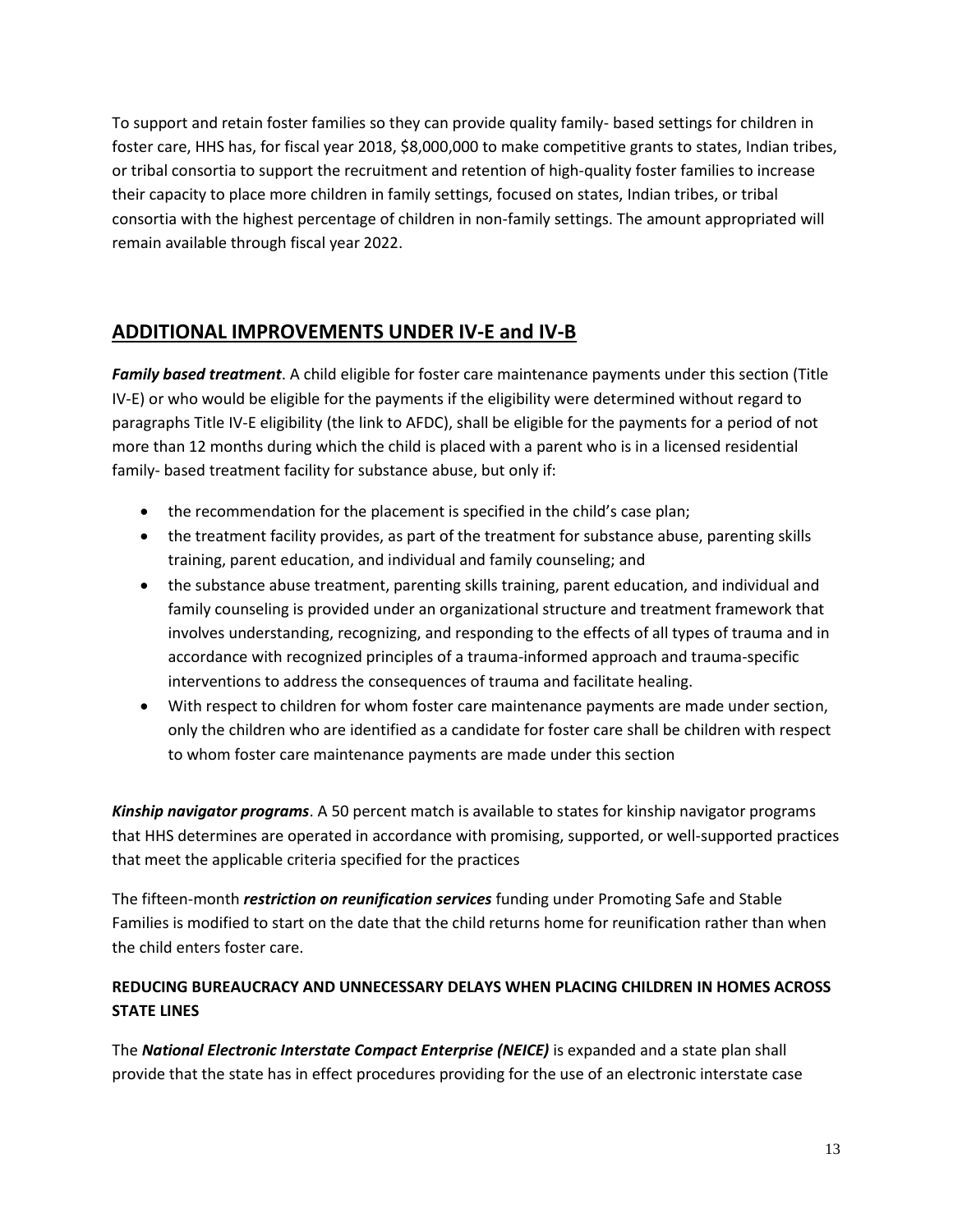To support and retain foster families so they can provide quality family- based settings for children in foster care, HHS has, for fiscal year 2018, $8,000,000 to make competitive grants to states, Indian tribes, or tribal consortia to support the recruitment and retention of high-quality foster families to increase their capacity to place more children in family settings, focused on states, Indian tribes, or tribal consortia with the highest percentage of children in non-family settings. The amount appropriated will remain available through fiscal year 2022.

## ADDITIONAL IMPROVEMENTS UNDER IV-E and IV-B

***Family based treatment***. A child eligible for foster care maintenance payments under this section (Title IV-E) or who would be eligible for the payments if the eligibility were determined without regard to paragraphs Title IV-E eligibility (the link to AFDC), shall be eligible for the payments for a period of not more than 12 months during which the child is placed with a parent who is in a licensed residential family- based treatment facility for substance abuse, but only if:

- the recommendation for the placement is specified in the child's case plan;
- the treatment facility provides, as part of the treatment for substance abuse, parenting skills training, parent education, and individual and family counseling; and
- the substance abuse treatment, parenting skills training, parent education, and individual and family counseling is provided under an organizational structure and treatment framework that involves understanding, recognizing, and responding to the effects of all types of trauma and in accordance with recognized principles of a trauma-informed approach and trauma-specific interventions to address the consequences of trauma and facilitate healing.
- With respect to children for whom foster care maintenance payments are made under section, only the children who are identified as a candidate for foster care shall be children with respect to whom foster care maintenance payments are made under this section

***Kinship navigator programs***. A 50 percent match is available to states for kinship navigator programs that HHS determines are operated in accordance with promising, supported, or well-supported practices that meet the applicable criteria specified for the practices

The fifteen-month ***restriction on reunification services*** funding under Promoting Safe and Stable Families is modified to start on the date that the child returns home for reunification rather than when the child enters foster care.

### REDUCING BUREAUCRACY AND UNNECESSARY DELAYS WHEN PLACING CHILDREN IN HOMES ACROSS STATE LINES

The ***National Electronic Interstate Compact Enterprise (NEICE)*** is expanded and a state plan shall provide that the state has in effect procedures providing for the use of an electronic interstate case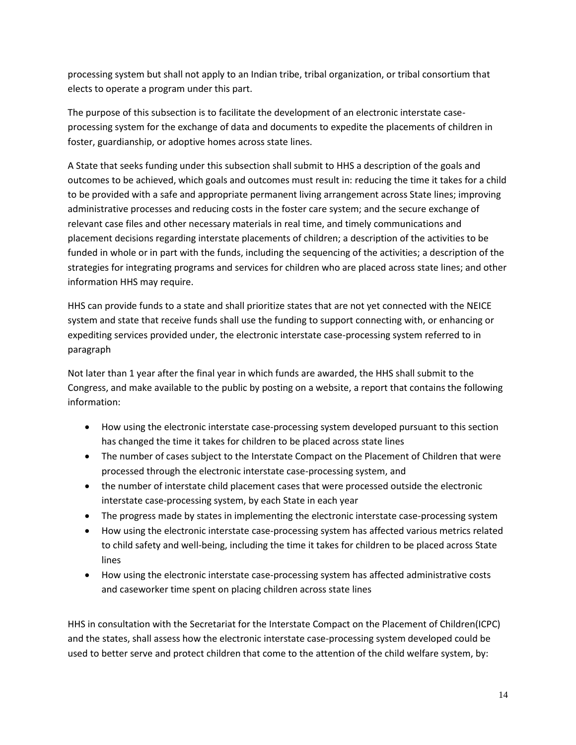processing system but shall not apply to an Indian tribe, tribal organization, or tribal consortium that elects to operate a program under this part.

The purpose of this subsection is to facilitate the development of an electronic interstate case-processing system for the exchange of data and documents to expedite the placements of children in foster, guardianship, or adoptive homes across state lines.

A State that seeks funding under this subsection shall submit to HHS a description of the goals and outcomes to be achieved, which goals and outcomes must result in: reducing the time it takes for a child to be provided with a safe and appropriate permanent living arrangement across State lines; improving administrative processes and reducing costs in the foster care system; and the secure exchange of relevant case files and other necessary materials in real time, and timely communications and placement decisions regarding interstate placements of children; a description of the activities to be funded in whole or in part with the funds, including the sequencing of the activities; a description of the strategies for integrating programs and services for children who are placed across state lines; and other information HHS may require.

HHS can provide funds to a state and shall prioritize states that are not yet connected with the NEICE system and state that receive funds shall use the funding to support connecting with, or enhancing or expediting services provided under, the electronic interstate case-processing system referred to in paragraph

Not later than 1 year after the final year in which funds are awarded, the HHS shall submit to the Congress, and make available to the public by posting on a website, a report that contains the following information:

- How using the electronic interstate case-processing system developed pursuant to this section has changed the time it takes for children to be placed across state lines
- The number of cases subject to the Interstate Compact on the Placement of Children that were processed through the electronic interstate case-processing system, and
- the number of interstate child placement cases that were processed outside the electronic interstate case-processing system, by each State in each year
- The progress made by states in implementing the electronic interstate case-processing system
- How using the electronic interstate case-processing system has affected various metrics related to child safety and well-being, including the time it takes for children to be placed across State lines
- How using the electronic interstate case-processing system has affected administrative costs and caseworker time spent on placing children across state lines

HHS in consultation with the Secretariat for the Interstate Compact on the Placement of Children(ICPC) and the states, shall assess how the electronic interstate case-processing system developed could be used to better serve and protect children that come to the attention of the child welfare system, by: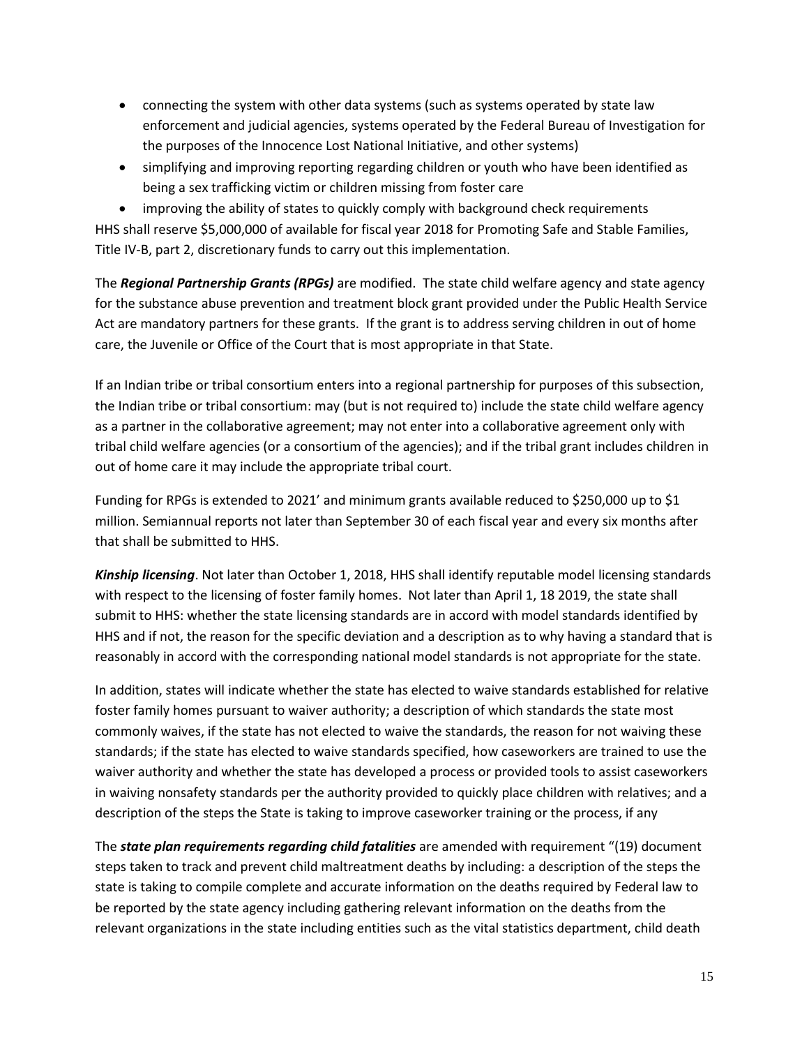- connecting the system with other data systems (such as systems operated by state law enforcement and judicial agencies, systems operated by the Federal Bureau of Investigation for the purposes of the Innocence Lost National Initiative, and other systems)
- simplifying and improving reporting regarding children or youth who have been identified as being a sex trafficking victim or children missing from foster care
- improving the ability of states to quickly comply with background check requirements

HHS shall reserve $5,000,000 of available for fiscal year 2018 for Promoting Safe and Stable Families, Title IV-B, part 2, discretionary funds to carry out this implementation.

The ***Regional Partnership Grants (RPGs)*** are modified. The state child welfare agency and state agency for the substance abuse prevention and treatment block grant provided under the Public Health Service Act are mandatory partners for these grants. If the grant is to address serving children in out of home care, the Juvenile or Office of the Court that is most appropriate in that State.

If an Indian tribe or tribal consortium enters into a regional partnership for purposes of this subsection, the Indian tribe or tribal consortium: may (but is not required to) include the state child welfare agency as a partner in the collaborative agreement; may not enter into a collaborative agreement only with tribal child welfare agencies (or a consortium of the agencies); and if the tribal grant includes children in out of home care it may include the appropriate tribal court.

Funding for RPGs is extended to 2021' and minimum grants available reduced to $250,000 up to $1 million. Semiannual reports not later than September 30 of each fiscal year and every six months after that shall be submitted to HHS.

***Kinship licensing***. Not later than October 1, 2018, HHS shall identify reputable model licensing standards with respect to the licensing of foster family homes. Not later than April 1, 18 2019, the state shall submit to HHS: whether the state licensing standards are in accord with model standards identified by HHS and if not, the reason for the specific deviation and a description as to why having a standard that is reasonably in accord with the corresponding national model standards is not appropriate for the state.

In addition, states will indicate whether the state has elected to waive standards established for relative foster family homes pursuant to waiver authority; a description of which standards the state most commonly waives, if the state has not elected to waive the standards, the reason for not waiving these standards; if the state has elected to waive standards specified, how caseworkers are trained to use the waiver authority and whether the state has developed a process or provided tools to assist caseworkers in waiving nonsafety standards per the authority provided to quickly place children with relatives; and a description of the steps the State is taking to improve caseworker training or the process, if any

The ***state plan requirements regarding child fatalities*** are amended with requirement "(19) document steps taken to track and prevent child maltreatment deaths by including: a description of the steps the state is taking to compile complete and accurate information on the deaths required by Federal law to be reported by the state agency including gathering relevant information on the deaths from the relevant organizations in the state including entities such as the vital statistics department, child death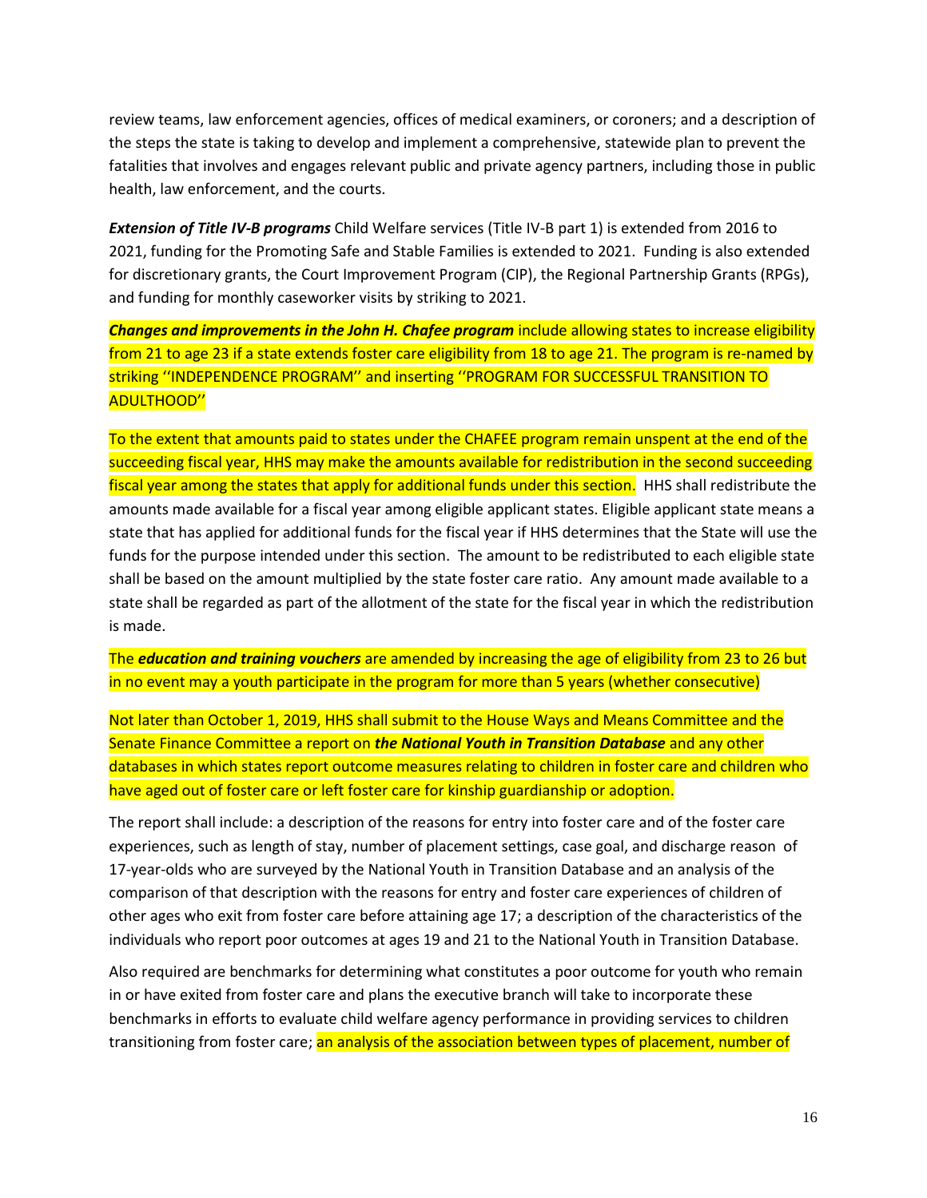review teams, law enforcement agencies, offices of medical examiners, or coroners; and a description of the steps the state is taking to develop and implement a comprehensive, statewide plan to prevent the fatalities that involves and engages relevant public and private agency partners, including those in public health, law enforcement, and the courts.

***Extension of Title IV-B programs*** Child Welfare services (Title IV-B part 1) is extended from 2016 to 2021, funding for the Promoting Safe and Stable Families is extended to 2021. Funding is also extended for discretionary grants, the Court Improvement Program (CIP), the Regional Partnership Grants (RPGs), and funding for monthly caseworker visits by striking to 2021.

***Changes and improvements in the John H. Chafee program*** include allowing states to increase eligibility from 21 to age 23 if a state extends foster care eligibility from 18 to age 21. The program is re-named by striking ''INDEPENDENCE PROGRAM'' and inserting ''PROGRAM FOR SUCCESSFUL TRANSITION TO ADULTHOOD''

To the extent that amounts paid to states under the CHAFEE program remain unspent at the end of the succeeding fiscal year, HHS may make the amounts available for redistribution in the second succeeding fiscal year among the states that apply for additional funds under this section. HHS shall redistribute the amounts made available for a fiscal year among eligible applicant states. Eligible applicant state means a state that has applied for additional funds for the fiscal year if HHS determines that the State will use the funds for the purpose intended under this section. The amount to be redistributed to each eligible state shall be based on the amount multiplied by the state foster care ratio. Any amount made available to a state shall be regarded as part of the allotment of the state for the fiscal year in which the redistribution is made.

The ***education and training vouchers*** are amended by increasing the age of eligibility from 23 to 26 but in no event may a youth participate in the program for more than 5 years (whether consecutive)

Not later than October 1, 2019, HHS shall submit to the House Ways and Means Committee and the Senate Finance Committee a report on ***the National Youth in Transition Database*** and any other databases in which states report outcome measures relating to children in foster care and children who have aged out of foster care or left foster care for kinship guardianship or adoption.

The report shall include: a description of the reasons for entry into foster care and of the foster care experiences, such as length of stay, number of placement settings, case goal, and discharge reason of 17-year-olds who are surveyed by the National Youth in Transition Database and an analysis of the comparison of that description with the reasons for entry and foster care experiences of children of other ages who exit from foster care before attaining age 17; a description of the characteristics of the individuals who report poor outcomes at ages 19 and 21 to the National Youth in Transition Database.

Also required are benchmarks for determining what constitutes a poor outcome for youth who remain in or have exited from foster care and plans the executive branch will take to incorporate these benchmarks in efforts to evaluate child welfare agency performance in providing services to children transitioning from foster care; an analysis of the association between types of placement, number of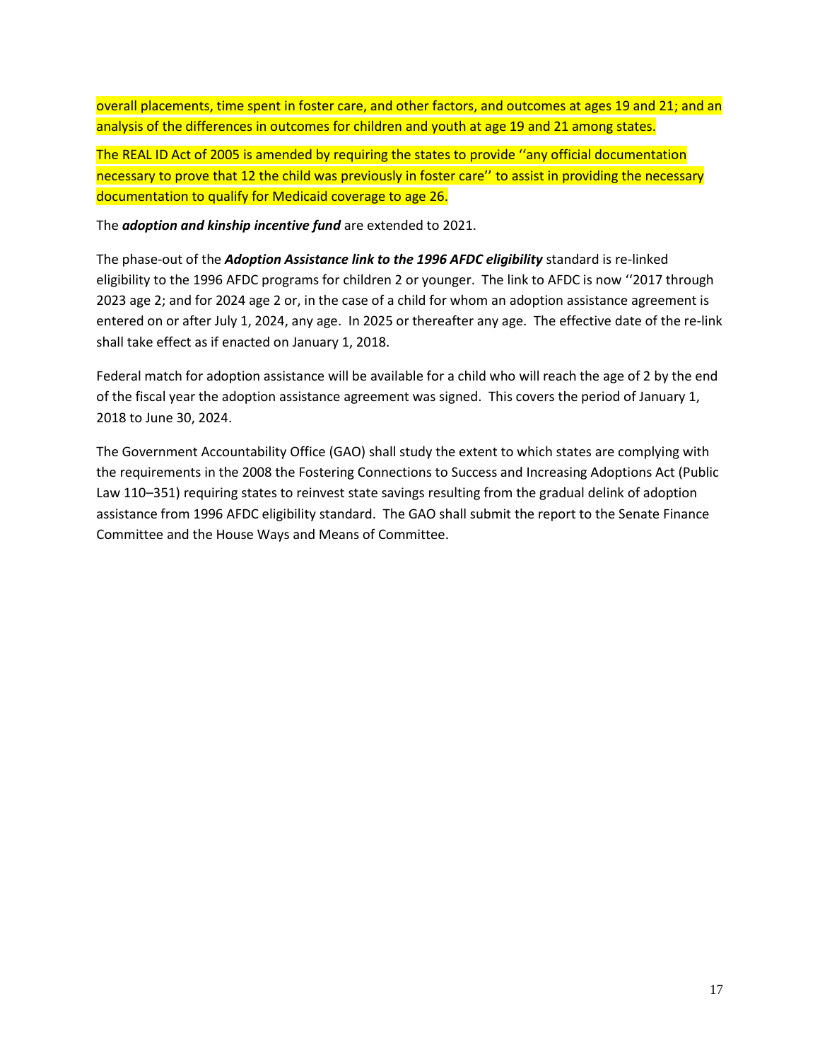overall placements, time spent in foster care, and other factors, and outcomes at ages 19 and 21; and an analysis of the differences in outcomes for children and youth at age 19 and 21 among states.

The REAL ID Act of 2005 is amended by requiring the states to provide ''any official documentation necessary to prove that 12 the child was previously in foster care'' to assist in providing the necessary documentation to qualify for Medicaid coverage to age 26.

The ***adoption and kinship incentive fund*** are extended to 2021.

The phase-out of the ***Adoption Assistance link to the 1996 AFDC eligibility*** standard is re-linked eligibility to the 1996 AFDC programs for children 2 or younger. The link to AFDC is now ''2017 through 2023 age 2; and for 2024 age 2 or, in the case of a child for whom an adoption assistance agreement is entered on or after July 1, 2024, any age. In 2025 or thereafter any age. The effective date of the re-link shall take effect as if enacted on January 1, 2018.

Federal match for adoption assistance will be available for a child who will reach the age of 2 by the end of the fiscal year the adoption assistance agreement was signed. This covers the period of January 1, 2018 to June 30, 2024.

The Government Accountability Office (GAO) shall study the extent to which states are complying with the requirements in the 2008 the Fostering Connections to Success and Increasing Adoptions Act (Public Law 110–351) requiring states to reinvest state savings resulting from the gradual delink of adoption assistance from 1996 AFDC eligibility standard. The GAO shall submit the report to the Senate Finance Committee and the House Ways and Means of Committee.